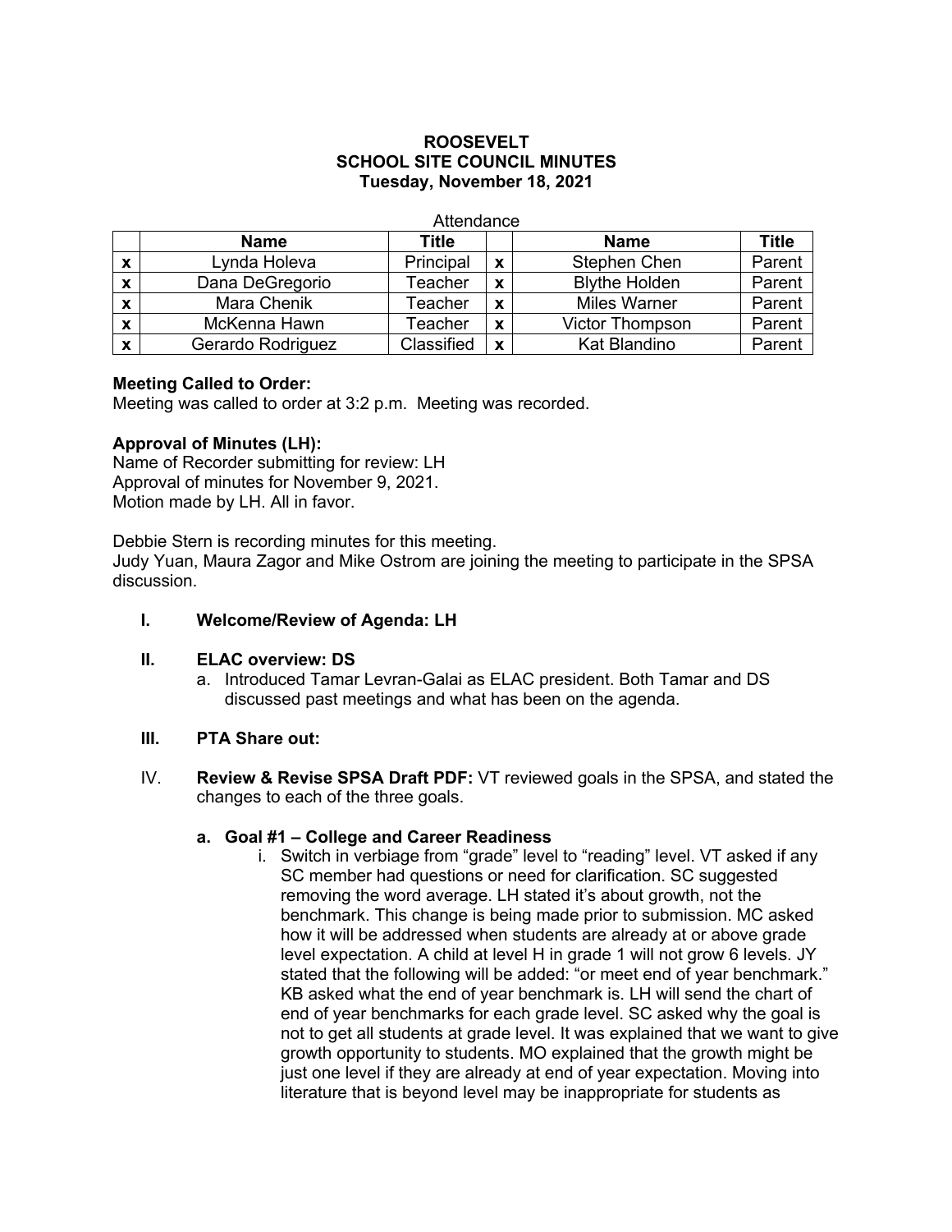**ROOSEVELT**
**SCHOOL SITE COUNCIL MINUTES**
**Tuesday, November 18, 2021**

Attendance

| | Name | Title | | Name | Title |
|---|---|---|---|---|---|
| x | Lynda Holeva | Principal | x | Stephen Chen | Parent |
| x | Dana DeGregorio | Teacher | x | Blythe Holden | Parent |
| x | Mara Chenik | Teacher | x | Miles Warner | Parent |
| x | McKenna Hawn | Teacher | x | Victor Thompson | Parent |
| x | Gerardo Rodriguez | Classified | x | Kat Blandino | Parent |

**Meeting Called to Order:**
Meeting was called to order at 3:2 p.m. Meeting was recorded.

**Approval of Minutes (LH):**
Name of Recorder submitting for review: LH
Approval of minutes for November 9, 2021.
Motion made by LH. All in favor.

Debbie Stern is recording minutes for this meeting.
Judy Yuan, Maura Zagor and Mike Ostrom are joining the meeting to participate in the SPSA discussion.

I. **Welcome/Review of Agenda: LH**

II. **ELAC overview: DS**
   a. Introduced Tamar Levran-Galai as ELAC president. Both Tamar and DS discussed past meetings and what has been on the agenda.

III. **PTA Share out:**

IV. **Review & Revise SPSA Draft PDF:** VT reviewed goals in the SPSA, and stated the changes to each of the three goals.

   **a. Goal #1 – College and Career Readiness**
      i. Switch in verbiage from "grade" level to "reading" level. VT asked if any SC member had questions or need for clarification. SC suggested removing the word average. LH stated it's about growth, not the benchmark. This change is being made prior to submission. MC asked how it will be addressed when students are already at or above grade level expectation. A child at level H in grade 1 will not grow 6 levels. JY stated that the following will be added: "or meet end of year benchmark." KB asked what the end of year benchmark is. LH will send the chart of end of year benchmarks for each grade level. SC asked why the goal is not to get all students at grade level. It was explained that we want to give growth opportunity to students. MO explained that the growth might be just one level if they are already at end of year expectation. Moving into literature that is beyond level may be inappropriate for students as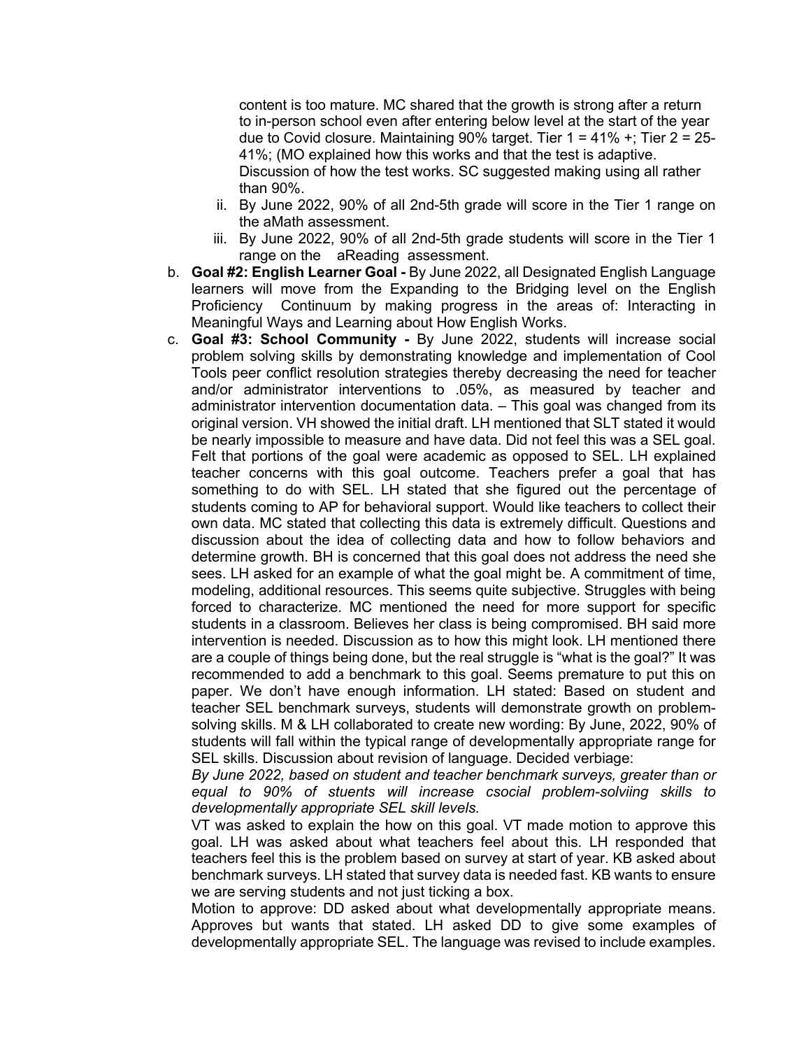content is too mature. MC shared that the growth is strong after a return to in-person school even after entering below level at the start of the year due to Covid closure. Maintaining 90% target. Tier 1 = 41% +; Tier 2 = 25-41%; (MO explained how this works and that the test is adaptive. Discussion of how the test works. SC suggested making using all rather than 90%.

   ii. By June 2022, 90% of all 2nd-5th grade will score in the Tier 1 range on the aMath assessment.
   iii. By June 2022, 90% of all 2nd-5th grade students will score in the Tier 1 range on the aReading assessment.

b. **Goal #2: English Learner Goal -** By June 2022, all Designated English Language learners will move from the Expanding to the Bridging level on the English Proficiency Continuum by making progress in the areas of: Interacting in Meaningful Ways and Learning about How English Works.

c. **Goal #3: School Community -** By June 2022, students will increase social problem solving skills by demonstrating knowledge and implementation of Cool Tools peer conflict resolution strategies thereby decreasing the need for teacher and/or administrator interventions to .05%, as measured by teacher and administrator intervention documentation data. – This goal was changed from its original version. VH showed the initial draft. LH mentioned that SLT stated it would be nearly impossible to measure and have data. Did not feel this was a SEL goal. Felt that portions of the goal were academic as opposed to SEL. LH explained teacher concerns with this goal outcome. Teachers prefer a goal that has something to do with SEL. LH stated that she figured out the percentage of students coming to AP for behavioral support. Would like teachers to collect their own data. MC stated that collecting this data is extremely difficult. Questions and discussion about the idea of collecting data and how to follow behaviors and determine growth. BH is concerned that this goal does not address the need she sees. LH asked for an example of what the goal might be. A commitment of time, modeling, additional resources. This seems quite subjective. Struggles with being forced to characterize. MC mentioned the need for more support for specific students in a classroom. Believes her class is being compromised. BH said more intervention is needed. Discussion as to how this might look. LH mentioned there are a couple of things being done, but the real struggle is "what is the goal?" It was recommended to add a benchmark to this goal. Seems premature to put this on paper. We don't have enough information. LH stated: Based on student and teacher SEL benchmark surveys, students will demonstrate growth on problem-solving skills. M & LH collaborated to create new wording: By June, 2022, 90% of students will fall within the typical range of developmentally appropriate range for SEL skills. Discussion about revision of language. Decided verbiage:

   *By June 2022, based on student and teacher benchmark surveys, greater than or equal to 90% of stuents will increase csocial problem-solviing skills to developmentally appropriate SEL skill levels.*

   VT was asked to explain the how on this goal. VT made motion to approve this goal. LH was asked about what teachers feel about this. LH responded that teachers feel this is the problem based on survey at start of year. KB asked about benchmark surveys. LH stated that survey data is needed fast. KB wants to ensure we are serving students and not just ticking a box.

   Motion to approve: DD asked about what developmentally appropriate means. Approves but wants that stated. LH asked DD to give some examples of developmentally appropriate SEL. The language was revised to include examples.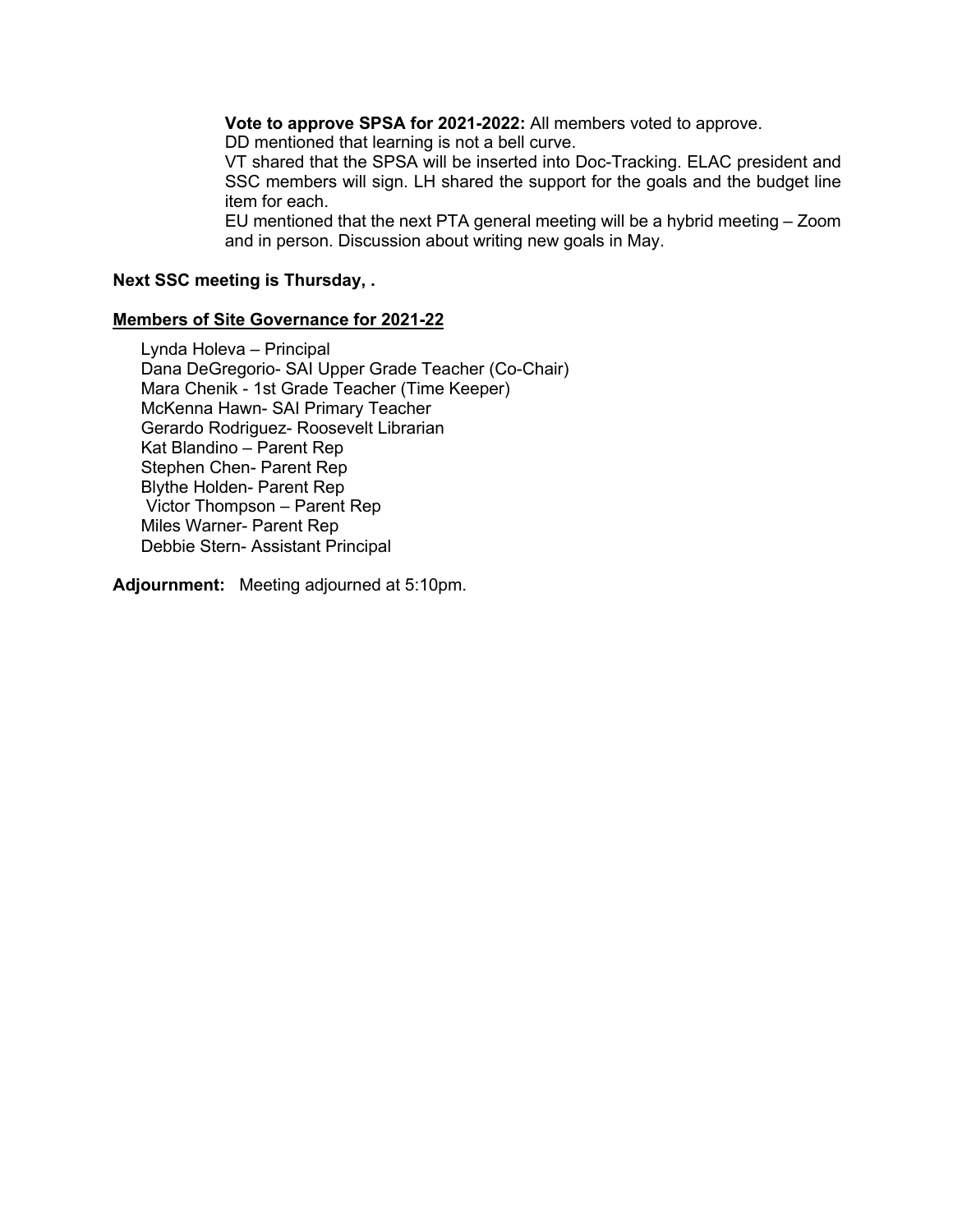**Vote to approve SPSA for 2021-2022:** All members voted to approve.
DD mentioned that learning is not a bell curve.
VT shared that the SPSA will be inserted into Doc-Tracking. ELAC president and SSC members will sign. LH shared the support for the goals and the budget line item for each.
EU mentioned that the next PTA general meeting will be a hybrid meeting – Zoom and in person. Discussion about writing new goals in May.

**Next SSC meeting is Thursday, .**

**Members of Site Governance for 2021-22**

Lynda Holeva – Principal
Dana DeGregorio- SAI Upper Grade Teacher (Co-Chair)
Mara Chenik - 1st Grade Teacher (Time Keeper)
McKenna Hawn- SAI Primary Teacher
Gerardo Rodriguez- Roosevelt Librarian
Kat Blandino – Parent Rep
Stephen Chen- Parent Rep
Blythe Holden- Parent Rep
Victor Thompson – Parent Rep
Miles Warner- Parent Rep
Debbie Stern- Assistant Principal

**Adjournment:** Meeting adjourned at 5:10pm.